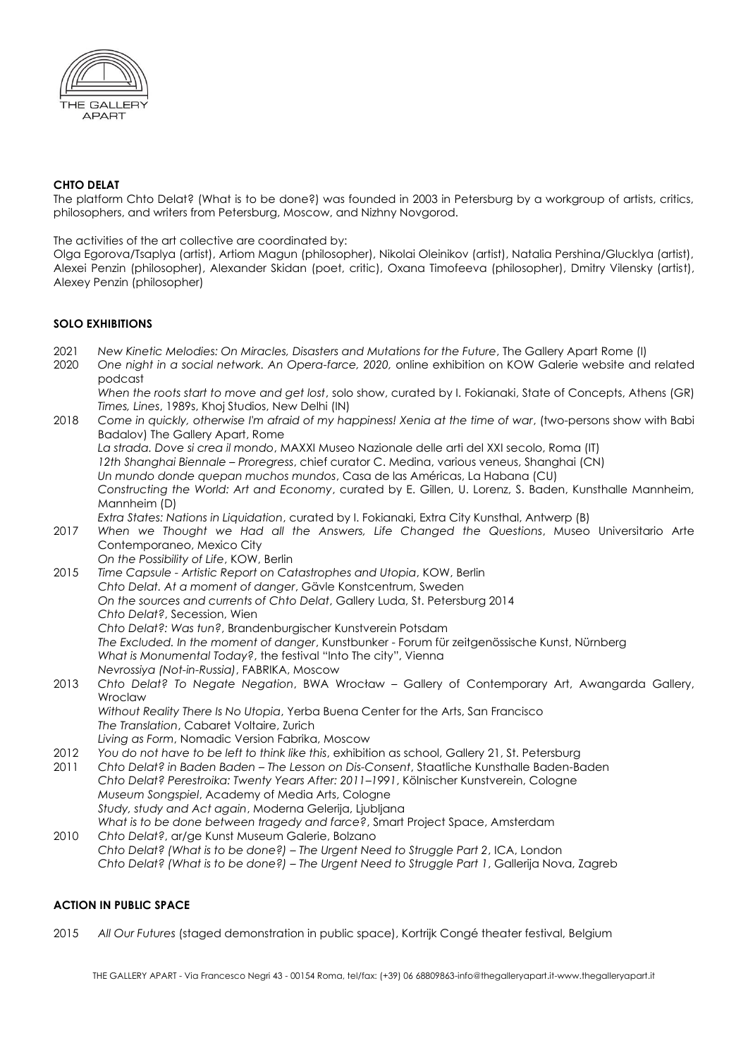**CHTO DELAT**

The platform Chto Delat? (What is to be done?) was founded in 2003 in Petersburg by a workgroup of artists, critics, philosophers, and writers from Petersburg, Moscow, and Nizhny Novgorod.

The activities of the art collective are coordinated by:
Olga Egorova/Tsaplya (artist), Artiom Magun (philosopher), Nikolai Oleinikov (artist), Natalia Pershina/Glucklya (artist), Alexei Penzin (philosopher), Alexander Skidan (poet, critic), Oxana Timofeeva (philosopher), Dmitry Vilensky (artist), Alexey Penzin (philosopher)

**SOLO EXHIBITIONS**

2021 *New Kinetic Melodies: On Miracles, Disasters and Mutations for the Future*, The Gallery Apart Rome (I)

2020 *One night in a social network. An Opera-farce, 2020,* online exhibition on KOW Galerie website and related podcast
*When the roots start to move and get lost*, solo show, curated by I. Fokianaki, State of Concepts, Athens (GR)
*Times, Lines*, 1989s, Khoj Studios, New Delhi (IN)

2018 *Come in quickly, otherwise I'm afraid of my happiness! Xenia at the time of war*, (two-persons show with Babi Badalov) The Gallery Apart, Rome
*La strada. Dove si crea il mondo*, MAXXI Museo Nazionale delle arti del XXI secolo, Roma (IT)
*12th Shanghai Biennale – Proregress*, chief curator C. Medina, various veneus, Shanghai (CN)
*Un mundo donde quepan muchos mundos*, Casa de las Américas, La Habana (CU)
*Constructing the World: Art and Economy*, curated by E. Gillen, U. Lorenz, S. Baden, Kunsthalle Mannheim, Mannheim (D)
*Extra States: Nations in Liquidation*, curated by I. Fokianaki, Extra City Kunsthal, Antwerp (B)

2017 *When we Thought we Had all the Answers, Life Changed the Questions*, Museo Universitario Arte Contemporaneo, Mexico City
*On the Possibility of Life*, KOW, Berlin

2015 *Time Capsule - Artistic Report on Catastrophes and Utopia*, KOW, Berlin
*Chto Delat. At a moment of danger*, Gävle Konstcentrum, Sweden
*On the sources and currents of Chto Delat*, Gallery Luda, St. Petersburg 2014
*Chto Delat?*, Secession, Wien
*Chto Delat?: Was tun?*, Brandenburgischer Kunstverein Potsdam
*The Excluded. In the moment of danger*, Kunstbunker - Forum für zeitgenössische Kunst, Nürnberg
*What is Monumental Today?*, the festival "Into The city", Vienna
*Nevrossiya (Not-in-Russia)*, FABRIKA, Moscow

2013 *Chto Delat? To Negate Negation*, BWA Wrocław – Gallery of Contemporary Art, Awangarda Gallery, Wroclaw
*Without Reality There Is No Utopia*, Yerba Buena Center for the Arts, San Francisco
*The Translation*, Cabaret Voltaire, Zurich
*Living as Form*, Nomadic Version Fabrika, Moscow

2012 *You do not have to be left to think like this*, exhibition as school, Gallery 21, St. Petersburg

2011 *Chto Delat? in Baden Baden – The Lesson on Dis-Consent*, Staatliche Kunsthalle Baden-Baden
*Chto Delat? Perestroika: Twenty Years After: 2011–1991*, Kölnischer Kunstverein, Cologne
*Museum Songspiel*, Academy of Media Arts, Cologne
*Study, study and Act again*, Moderna Gelerija, Ljubljana
*What is to be done between tragedy and farce?*, Smart Project Space, Amsterdam

2010 *Chto Delat?*, ar/ge Kunst Museum Galerie, Bolzano
*Chto Delat? (What is to be done?) – The Urgent Need to Struggle Part 2*, ICA, London
*Chto Delat? (What is to be done?) – The Urgent Need to Struggle Part 1*, Gallerija Nova, Zagreb

**ACTION IN PUBLIC SPACE**

2015 *All Our Futures* (staged demonstration in public space), Kortrijk Congé theater festival, Belgium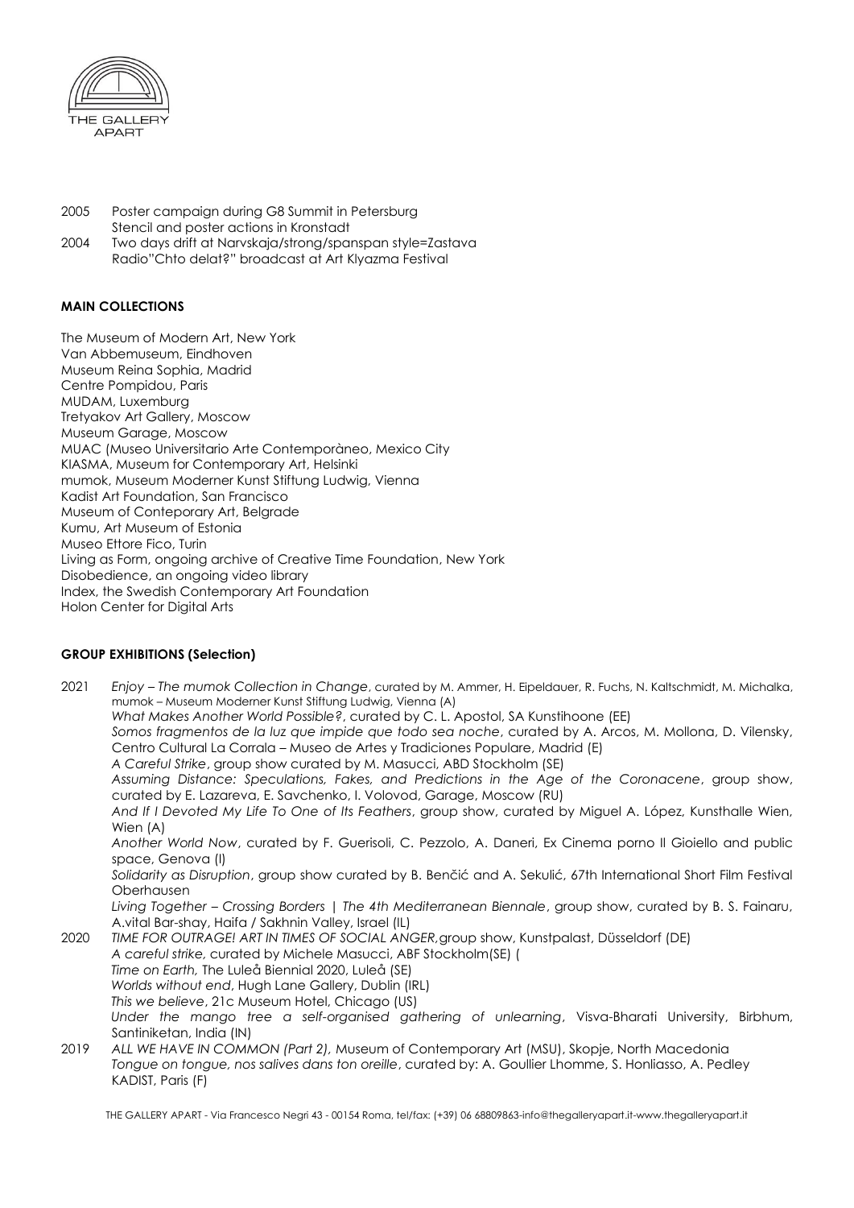2005 Poster campaign during G8 Summit in Petersburg
Stencil and poster actions in Kronstadt
2004 Two days drift at Narvskaja/strong/spanspan style=Zastava
Radio"Chto delat?" broadcast at Art Klyazma Festival

**MAIN COLLECTIONS**

The Museum of Modern Art, New York
Van Abbemuseum, Eindhoven
Museum Reina Sophia, Madrid
Centre Pompidou, Paris
MUDAM, Luxemburg
Tretyakov Art Gallery, Moscow
Museum Garage, Moscow
MUAC (Museo Universitario Arte Contemporàneo, Mexico City
KIASMA, Museum for Contemporary Art, Helsinki
mumok, Museum Moderner Kunst Stiftung Ludwig, Vienna
Kadist Art Foundation, San Francisco
Museum of Conteporary Art, Belgrade
Kumu, Art Museum of Estonia
Museo Ettore Fico, Turin
Living as Form, ongoing archive of Creative Time Foundation, New York
Disobedience, an ongoing video library
Index, the Swedish Contemporary Art Foundation
Holon Center for Digital Arts

**GROUP EXHIBITIONS (Selection)**

2021 *Enjoy – The mumok Collection in Change*, curated by M. Ammer, H. Eipeldauer, R. Fuchs, N. Kaltschmidt, M. Michalka, mumok – Museum Moderner Kunst Stiftung Ludwig, Vienna (A)
*What Makes Another World Possible?*, curated by C. L. Apostol, SA Kunstihoone (EE)
*Somos fragmentos de la luz que impide que todo sea noche*, curated by A. Arcos, M. Mollona, D. Vilensky, Centro Cultural La Corrala – Museo de Artes y Tradiciones Populare, Madrid (E)
*A Careful Strike*, group show curated by M. Masucci, ABD Stockholm (SE)
*Assuming Distance: Speculations, Fakes, and Predictions in the Age of the Coronacene*, group show, curated by E. Lazareva, E. Savchenko, I. Volovod, Garage, Moscow (RU)
*And If I Devoted My Life To One of Its Feathers*, group show, curated by Miguel A. López, Kunsthalle Wien, Wien (A)
*Another World Now*, curated by F. Guerisoli, C. Pezzolo, A. Daneri, Ex Cinema porno Il Gioiello and public space, Genova (I)
*Solidarity as Disruption*, group show curated by B. Benčić and A. Sekulić, 67th International Short Film Festival Oberhausen
*Living Together – Crossing Borders | The 4th Mediterranean Biennale*, group show, curated by B. S. Fainaru, A.vital Bar-shay, Haifa / Sakhnin Valley, Israel (IL)
2020 *TIME FOR OUTRAGE! ART IN TIMES OF SOCIAL ANGER*,group show, Kunstpalast, Düsseldorf (DE)
*A careful strike,* curated by Michele Masucci, ABF Stockholm(SE) (
*Time on Earth,* The Luleå Biennial 2020, Luleå (SE)
*Worlds without end*, Hugh Lane Gallery, Dublin (IRL)
*This we believe*, 21c Museum Hotel, Chicago (US)
*Under the mango tree a self-organised gathering of unlearning*, Visva-Bharati University, Birbhum, Santiniketan, India (IN)
2019 *ALL WE HAVE IN COMMON (Part 2)*, Museum of Contemporary Art (MSU), Skopje, North Macedonia
*Tongue on tongue, nos salives dans ton oreille*, curated by: A. Goullier Lhomme, S. Honliasso, A. Pedley KADIST, Paris (F)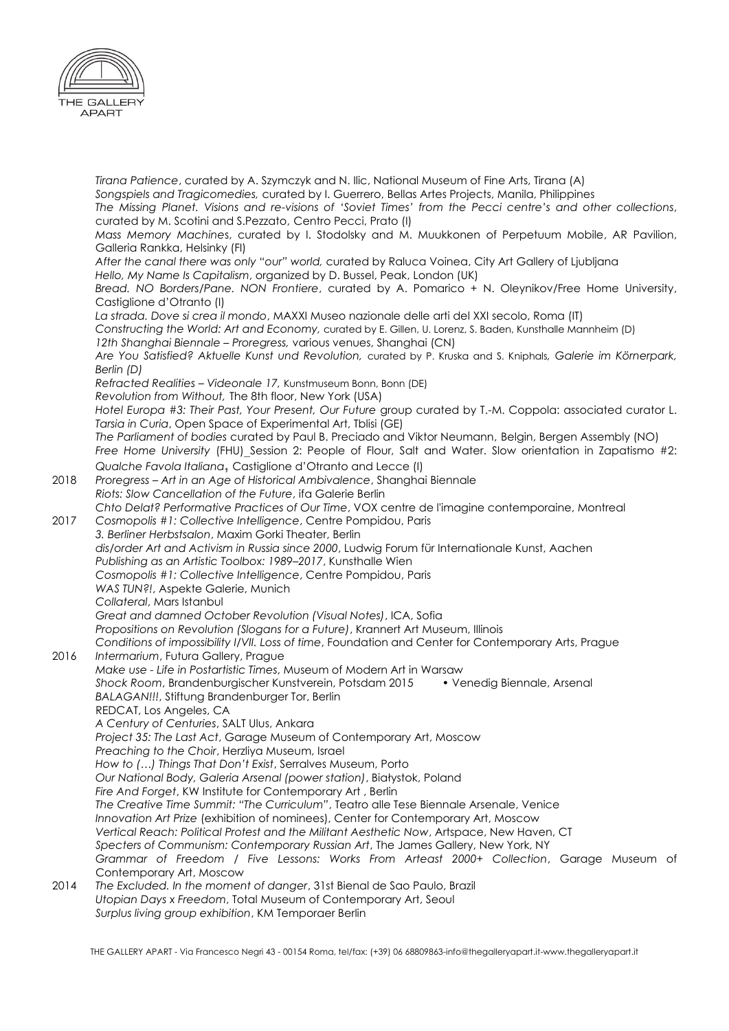*Tirana Patience*, curated by A. Szymczyk and N. Ilic, National Museum of Fine Arts, Tirana (A)
*Songspiels and Tragicomedies,* curated by I. Guerrero, Bellas Artes Projects, Manila, Philippines
*The Missing Planet. Visions and re-visions of 'Soviet Times' from the Pecci centre's and other collections*, curated by M. Scotini and S.Pezzato, Centro Pecci, Prato (I)
*Mass Memory Machines*, curated by I. Stodolsky and M. Muukkonen of Perpetuum Mobile, AR Pavilion, Galleria Rankka, Helsinky (FI)
*After the canal there was only "our" world,* curated by Raluca Voinea, City Art Gallery of Ljubljana
*Hello, My Name Is Capitalism*, organized by D. Bussel, Peak, London (UK)
*Bread. NO Borders/Pane. NON Frontiere*, curated by A. Pomarico + N. Oleynikov/Free Home University, Castiglione d'Otranto (I)
*La strada. Dove si crea il mondo*, MAXXI Museo nazionale delle arti del XXI secolo, Roma (IT)
*Constructing the World: Art and Economy,* curated by E. Gillen, U. Lorenz, S. Baden, Kunsthalle Mannheim (D)
*12th Shanghai Biennale – Proregress,* various venues, Shanghai (CN)
*Are You Satisfied? Aktuelle Kunst und Revolution,* curated by P. Kruska and S. Kniphals, *Galerie im Körnerpark, Berlin (D)*
*Refracted Realities – Videonale 17,* Kunstmuseum Bonn, Bonn (DE)
*Revolution from Without,* The 8th floor, New York (USA)
*Hotel Europa #3: Their Past, Your Present, Our Future* group curated by T.-M. Coppola: associated curator L. *Tarsia in Curia*, Open Space of Experimental Art, Tblisi (GE)
*The Parliament of bodies* curated by Paul B. Preciado and Viktor Neumann, Belgin, Bergen Assembly (NO)
*Free Home University* (FHU)_Session 2: People of Flour, Salt and Water. Slow orientation in Zapatismo #2: *Qualche Favola Italiana*, Castiglione d'Otranto and Lecce (I)

2018 *Proregress – Art in an Age of Historical Ambivalence*, Shanghai Biennale
*Riots: Slow Cancellation of the Future*, ifa Galerie Berlin
*Chto Delat? Performative Practices of Our Time*, VOX centre de l'imagine contemporaine, Montreal

2017 *Cosmopolis #1: Collective Intelligence*, Centre Pompidou, Paris
*3. Berliner Herbstsalon*, Maxim Gorki Theater, Berlin
*dis/order Art and Activism in Russia since 2000*, Ludwig Forum für Internationale Kunst, Aachen
*Publishing as an Artistic Toolbox: 1989–2017*, Kunsthalle Wien
*Cosmopolis #1: Collective Intelligence*, Centre Pompidou, Paris
*WAS TUN?!*, Aspekte Galerie, Munich
*Collateral*, Mars Istanbul
*Great and damned October Revolution (Visual Notes)*, ICA, Sofia
*Propositions on Revolution (Slogans for a Future)*, Krannert Art Museum, Illinois
*Conditions of impossibility I/VII. Loss of time*, Foundation and Center for Contemporary Arts, Prague

2016 *Intermarium*, Futura Gallery, Prague
*Make use - Life in Postartistic Times*, Museum of Modern Art in Warsaw
*Shock Room*, Brandenburgischer Kunstverein, Potsdam 2015 • Venedig Biennale, Arsenal
*BALAGAN!!!*, Stiftung Brandenburger Tor, Berlin
REDCAT, Los Angeles, CA
*A Century of Centuries*, SALT Ulus, Ankara
*Project 35: The Last Act*, Garage Museum of Contemporary Art, Moscow
*Preaching to the Choir*, Herzliya Museum, Israel
*How to (…) Things That Don't Exist*, Serralves Museum, Porto
*Our National Body, Galeria Arsenal (power station)*, Białystok, Poland
*Fire And Forget*, KW Institute for Contemporary Art , Berlin
*The Creative Time Summit: "The Curriculum"*, Teatro alle Tese Biennale Arsenale, Venice
*Innovation Art Prize* (exhibition of nominees), Center for Contemporary Art, Moscow
*Vertical Reach: Political Protest and the Militant Aesthetic Now*, Artspace, New Haven, CT
*Specters of Communism: Contemporary Russian Art*, The James Gallery, New York, NY
*Grammar of Freedom / Five Lessons: Works From Arteast 2000+ Collection*, Garage Museum of Contemporary Art, Moscow

2014 *The Excluded. In the moment of danger*, 31st Bienal de Sao Paulo, Brazil
*Utopian Days x Freedom*, Total Museum of Contemporary Art, Seoul
*Surplus living group exhibition*, KM Temporaer Berlin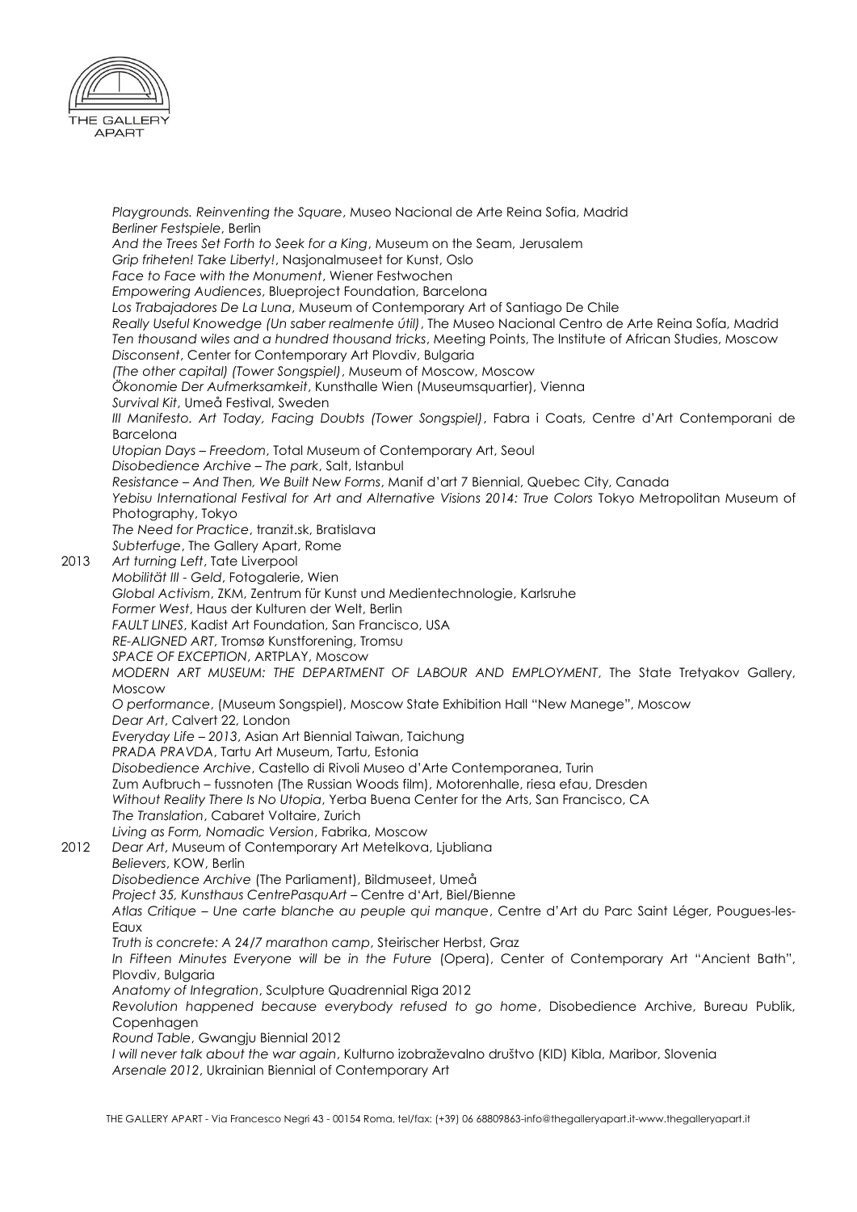*Playgrounds. Reinventing the Square*, Museo Nacional de Arte Reina Sofia, Madrid
*Berliner Festspiele*, Berlin
*And the Trees Set Forth to Seek for a King*, Museum on the Seam, Jerusalem
*Grip friheten! Take Liberty!*, Nasjonalmuseet for Kunst, Oslo
*Face to Face with the Monument*, Wiener Festwochen
*Empowering Audiences*, Blueproject Foundation, Barcelona
*Los Trabajadores De La Luna*, Museum of Contemporary Art of Santiago De Chile
*Really Useful Knowedge (Un saber realmente útil)*, The Museo Nacional Centro de Arte Reina Sofía, Madrid
*Ten thousand wiles and a hundred thousand tricks*, Meeting Points, The Institute of African Studies, Moscow
*Disconsent*, Center for Contemporary Art Plovdiv, Bulgaria
*(The other capital) (Tower Songspiel)*, Museum of Moscow, Moscow
*Ökonomie Der Aufmerksamkeit*, Kunsthalle Wien (Museumsquartier), Vienna
*Survival Kit*, Umeå Festival, Sweden
*Ill Manifesto. Art Today, Facing Doubts (Tower Songspiel)*, Fabra i Coats, Centre d'Art Contemporani de Barcelona
*Utopian Days – Freedom*, Total Museum of Contemporary Art, Seoul
*Disobedience Archive – The park*, Salt, Istanbul
*Resistance – And Then, We Built New Forms*, Manif d'art 7 Biennial, Quebec City, Canada
*Yebisu International Festival for Art and Alternative Visions 2014: True Colors* Tokyo Metropolitan Museum of Photography, Tokyo
*The Need for Practice*, tranzit.sk, Bratislava
*Subterfuge*, The Gallery Apart, Rome

2013 *Art turning Left*, Tate Liverpool
*Mobilität III - Geld*, Fotogalerie, Wien
*Global Activism*, ZKM, Zentrum für Kunst und Medientechnologie, Karlsruhe
*Former West*, Haus der Kulturen der Welt, Berlin
*FAULT LINES*, Kadist Art Foundation, San Francisco, USA
*RE-ALIGNED ART*, Tromsø Kunstforening, Tromsu
*SPACE OF EXCEPTION*, ARTPLAY, Moscow
*MODERN ART MUSEUM: THE DEPARTMENT OF LABOUR AND EMPLOYMENT*, The State Tretyakov Gallery, Moscow
*O performance*, (Museum Songspiel), Moscow State Exhibition Hall "New Manege", Moscow
*Dear Art*, Calvert 22, London
*Everyday Life – 2013*, Asian Art Biennial Taiwan, Taichung
*PRADA PRAVDA*, Tartu Art Museum, Tartu, Estonia
*Disobedience Archive*, Castello di Rivoli Museo d'Arte Contemporanea, Turin
Zum Aufbruch – fussnoten (The Russian Woods film), Motorenhalle, riesa efau, Dresden
*Without Reality There Is No Utopia*, Yerba Buena Center for the Arts, San Francisco, CA
*The Translation*, Cabaret Voltaire, Zurich
*Living as Form, Nomadic Version*, Fabrika, Moscow

2012 *Dear Art*, Museum of Contemporary Art Metelkova, Ljubliana
*Believers*, KOW, Berlin
*Disobedience Archive* (The Parliament), Bildmuseet, Umeå
*Project 35, Kunsthaus CentrePasquArt* – Centre d'Art, Biel/Bienne
*Atlas Critique – Une carte blanche au peuple qui manque*, Centre d'Art du Parc Saint Léger, Pougues-les-Eaux
*Truth is concrete: A 24/7 marathon camp*, Steirischer Herbst, Graz
*In Fifteen Minutes Everyone will be in the Future* (Opera), Center of Contemporary Art "Ancient Bath", Plovdiv, Bulgaria
*Anatomy of Integration*, Sculpture Quadrennial Riga 2012
*Revolution happened because everybody refused to go home*, Disobedience Archive, Bureau Publik, Copenhagen
*Round Table*, Gwangju Biennial 2012
*I will never talk about the war again*, Kulturno izobraževalno društvo (KID) Kibla, Maribor, Slovenia
*Arsenale 2012*, Ukrainian Biennial of Contemporary Art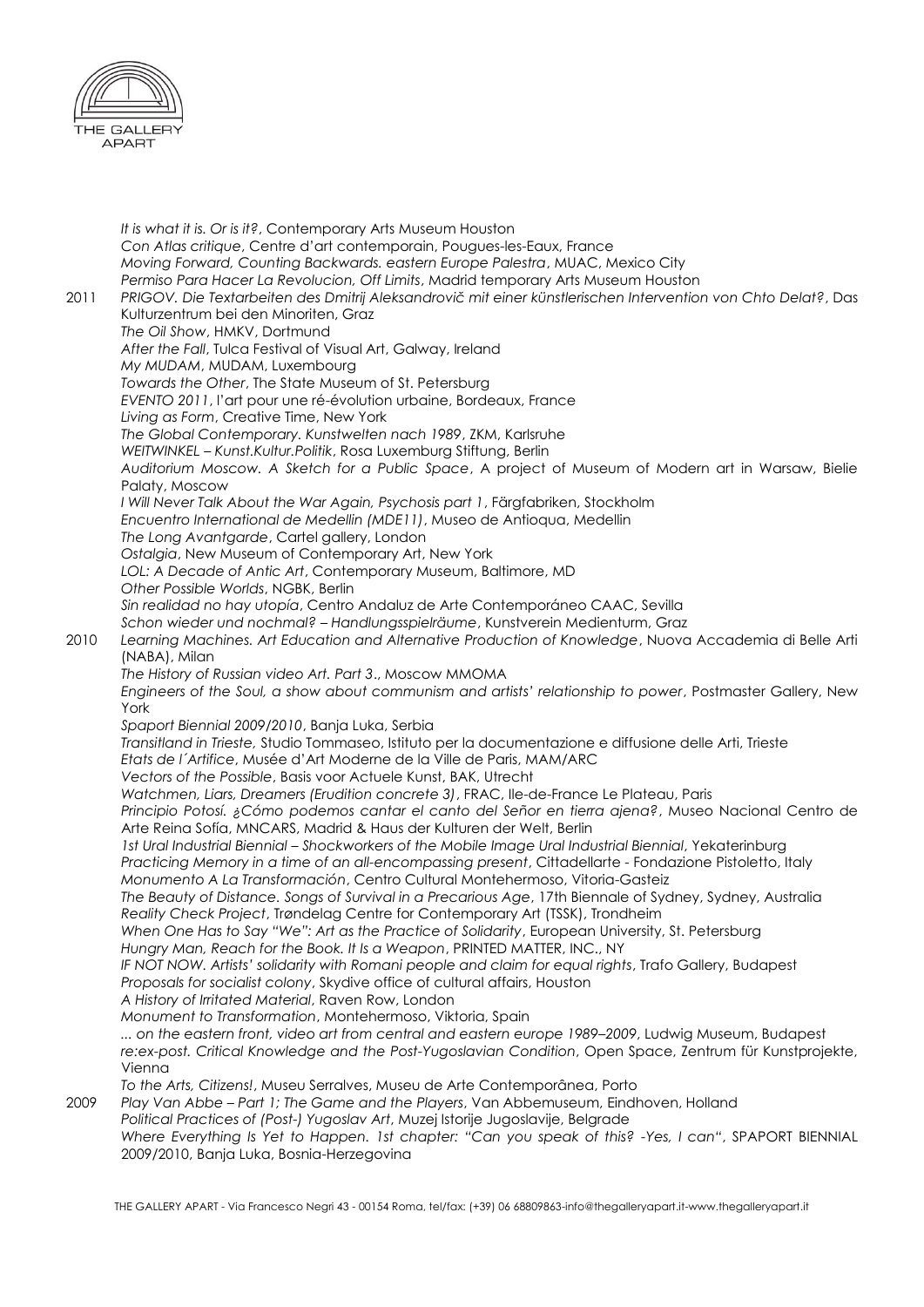*It is what it is. Or is it?*, Contemporary Arts Museum Houston
*Con Atlas critique*, Centre d'art contemporain, Pougues-les-Eaux, France
*Moving Forward, Counting Backwards. eastern Europe Palestra*, MUAC, Mexico City
*Permiso Para Hacer La Revolucion, Off Limits*, Madrid temporary Arts Museum Houston

2011 *PRIGOV. Die Textarbeiten des Dmitrij Aleksandrovič mit einer künstlerischen Intervention von Chto Delat?*, Das Kulturzentrum bei den Minoriten, Graz
*The Oil Show*, HMKV, Dortmund
*After the Fall*, Tulca Festival of Visual Art, Galway, Ireland
*My MUDAM*, MUDAM, Luxembourg
*Towards the Other*, The State Museum of St. Petersburg
*EVENTO 2011*, l'art pour une ré-évolution urbaine, Bordeaux, France
*Living as Form*, Creative Time, New York
*The Global Contemporary. Kunstwelten nach 1989*, ZKM, Karlsruhe
*WEITWINKEL – Kunst.Kultur.Politik*, Rosa Luxemburg Stiftung, Berlin
*Auditorium Moscow. A Sketch for a Public Space*, A project of Museum of Modern art in Warsaw, Bielie Palaty, Moscow
*I Will Never Talk About the War Again, Psychosis part 1*, Färgfabriken, Stockholm
*Encuentro International de Medellin (MDE11)*, Museo de Antioqua, Medellin
*The Long Avantgarde*, Cartel gallery, London
*Ostalgia*, New Museum of Contemporary Art, New York
*LOL: A Decade of Antic Art*, Contemporary Museum, Baltimore, MD
*Other Possible Worlds*, NGBK, Berlin
*Sin realidad no hay utopía*, Centro Andaluz de Arte Contemporáneo CAAC, Sevilla
*Schon wieder und nochmal? – Handlungsspielräume*, Kunstverein Medienturm, Graz

2010 *Learning Machines. Art Education and Alternative Production of Knowledge*, Nuova Accademia di Belle Arti (NABA), Milan
*The History of Russian video Art. Part 3.*, Moscow MMOMA
*Engineers of the Soul, a show about communism and artists' relationship to power*, Postmaster Gallery, New York
*Spaport Biennial 2009/2010*, Banja Luka, Serbia
*Transitland in Trieste,* Studio Tommaseo, Istituto per la documentazione e diffusione delle Arti, Trieste
*Etats de l´Artifice*, Musée d'Art Moderne de la Ville de Paris, MAM/ARC
*Vectors of the Possible*, Basis voor Actuele Kunst, BAK, Utrecht
*Watchmen, Liars, Dreamers (Erudition concrete 3)*, FRAC, Ile-de-France Le Plateau, Paris
*Principio Potosí. ¿Cómo podemos cantar el canto del Señor en tierra ajena?*, Museo Nacional Centro de Arte Reina Sofía, MNCARS, Madrid & Haus der Kulturen der Welt, Berlin
*1st Ural Industrial Biennial – Shockworkers of the Mobile Image Ural Industrial Biennial*, Yekaterinburg
*Practicing Memory in a time of an all-encompassing present*, Cittadellarte - Fondazione Pistoletto, Italy
*Monumento A La Transformación*, Centro Cultural Montehermoso, Vitoria-Gasteiz
*The Beauty of Distance. Songs of Survival in a Precarious Age*, 17th Biennale of Sydney, Sydney, Australia
*Reality Check Project*, Trøndelag Centre for Contemporary Art (TSSK), Trondheim
*When One Has to Say "We": Art as the Practice of Solidarity*, European University, St. Petersburg
*Hungry Man, Reach for the Book. It Is a Weapon*, PRINTED MATTER, INC., NY
*IF NOT NOW. Artists' solidarity with Romani people and claim for equal rights*, Trafo Gallery, Budapest
*Proposals for socialist colony*, Skydive office of cultural affairs, Houston
*A History of Irritated Material*, Raven Row, London
*Monument to Transformation*, Montehermoso, Viktoria, Spain
*... on the eastern front, video art from central and eastern europe 1989–2009*, Ludwig Museum, Budapest
*re:ex-post. Critical Knowledge and the Post-Yugoslavian Condition*, Open Space, Zentrum für Kunstprojekte, Vienna
*To the Arts, Citizens!*, Museu Serralves, Museu de Arte Contemporânea, Porto

2009 *Play Van Abbe – Part 1; The Game and the Players*, Van Abbemuseum, Eindhoven, Holland
*Political Practices of (Post-) Yugoslav Art*, Muzej Istorije Jugoslavije, Belgrade
*Where Everything Is Yet to Happen. 1st chapter: "Can you speak of this? -Yes, I can"*, SPAPORT BIENNIAL 2009/2010, Banja Luka, Bosnia-Herzegovina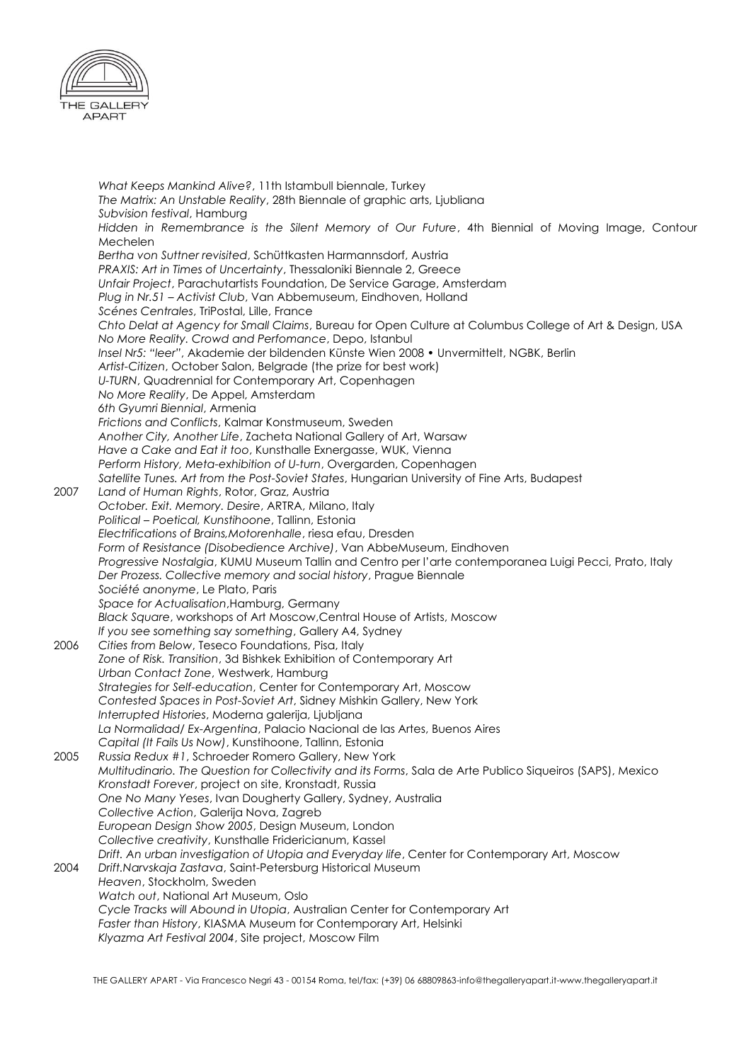*What Keeps Mankind Alive?*, 11th Istambull biennale, Turkey
*The Matrix: An Unstable Reality*, 28th Biennale of graphic arts, Ljubliana
*Subvision festival*, Hamburg
*Hidden in Remembrance is the Silent Memory of Our Future*, 4th Biennial of Moving Image, Contour Mechelen
*Bertha von Suttner revisited*, Schüttkasten Harmannsdorf, Austria
*PRAXIS: Art in Times of Uncertainty*, Thessaloniki Biennale 2, Greece
*Unfair Project*, Parachutartists Foundation, De Service Garage, Amsterdam
*Plug in Nr.51 – Activist Club*, Van Abbemuseum, Eindhoven, Holland
*Scénes Centrales*, TriPostal, Lille, France
*Chto Delat at Agency for Small Claims*, Bureau for Open Culture at Columbus College of Art & Design, USA
*No More Reality. Crowd and Perfomance*, Depo, Istanbul
*Insel Nr5: "leer"*, Akademie der bildenden Künste Wien 2008 • Unvermittelt, NGBK, Berlin
*Artist-Citizen*, October Salon, Belgrade (the prize for best work)
*U-TURN*, Quadrennial for Contemporary Art, Copenhagen
*No More Reality*, De Appel, Amsterdam
*6th Gyumri Biennial*, Armenia
*Frictions and Conflicts*, Kalmar Konstmuseum, Sweden
*Another City, Another Life*, Zacheta National Gallery of Art, Warsaw
*Have a Cake and Eat it too*, Kunsthalle Exnergasse, WUK, Vienna
*Perform History, Meta-exhibition of U-turn*, Overgarden, Copenhagen
*Satellite Tunes. Art from the Post-Soviet States*, Hungarian University of Fine Arts, Budapest

2007 *Land of Human Rights*, Rotor, Graz, Austria
*October. Exit. Memory. Desire*, ARTRA, Milano, Italy
*Political – Poetical, Kunstihoone*, Tallinn, Estonia
*Electrifications of Brains,Motorenhalle*, riesa efau, Dresden
*Form of Resistance (Disobedience Archive)*, Van AbbeMuseum, Eindhoven
*Progressive Nostalgia*, KUMU Museum Tallin and Centro per l'arte contemporanea Luigi Pecci, Prato, Italy
*Der Prozess. Collective memory and social history*, Prague Biennale
*Société anonyme*, Le Plato, Paris
*Space for Actualisation*,Hamburg, Germany
*Black Square*, workshops of Art Moscow,Central House of Artists, Moscow
*If you see something say something*, Gallery A4, Sydney

2006 *Cities from Below*, Teseco Foundations, Pisa, Italy
*Zone of Risk. Transition*, 3d Bishkek Exhibition of Contemporary Art
*Urban Contact Zone*, Westwerk, Hamburg
*Strategies for Self-education*, Center for Contemporary Art, Moscow
*Contested Spaces in Post-Soviet Art*, Sidney Mishkin Gallery, New York
*Interrupted Histories*, Moderna galerija, Ljubljana
*La Normalidad/ Ex-Argentina*, Palacio Nacional de las Artes, Buenos Aires
*Capital (It Fails Us Now)*, Kunstihoone, Tallinn, Estonia

2005 *Russia Redux #1*, Schroeder Romero Gallery, New York
*Multitudinario. The Question for Collectivity and its Forms*, Sala de Arte Publico Siqueiros (SAPS), Mexico
*Kronstadt Forever*, project on site, Kronstadt, Russia
*One No Many Yeses*, Ivan Dougherty Gallery, Sydney, Australia
*Collective Action*, Galerija Nova, Zagreb
*European Design Show 2005*, Design Museum, London
*Collective creativity*, Kunsthalle Fridericianum, Kassel
*Drift. An urban investigation of Utopia and Everyday life*, Center for Contemporary Art, Moscow

2004 *Drift.Narvskaja Zastava*, Saint-Petersburg Historical Museum
*Heaven*, Stockholm, Sweden
*Watch out*, National Art Museum, Oslo
*Cycle Tracks will Abound in Utopia*, Australian Center for Contemporary Art
*Faster than History*, KIASMA Museum for Contemporary Art, Helsinki
*Klyazma Art Festival 2004*, Site project, Moscow Film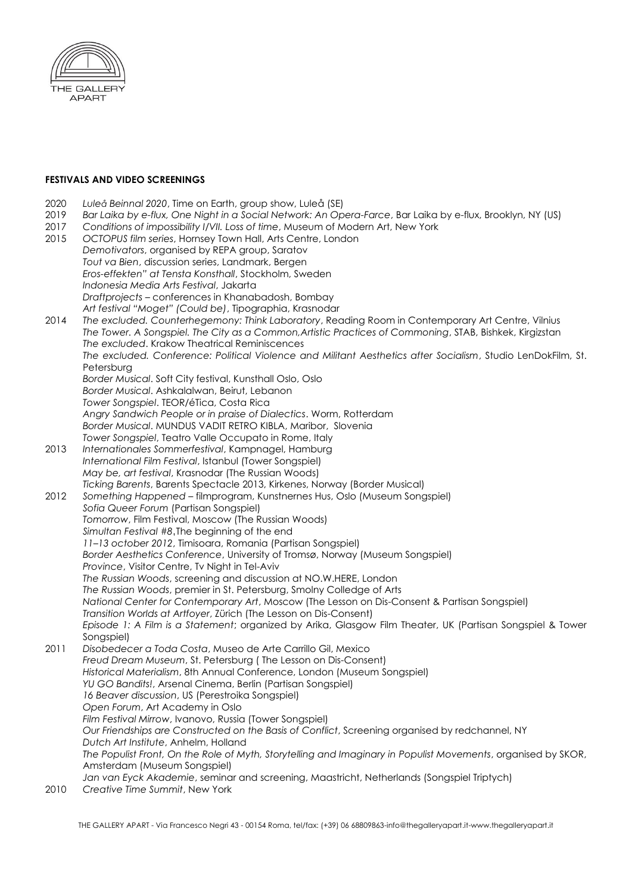**FESTIVALS AND VIDEO SCREENINGS**

2020 *Luleå Beinnal 2020*, Time on Earth, group show, Luleå (SE)

2019 *Bar Laika by e-flux, One Night in a Social Network: An Opera-Farce*, Bar Laika by e-flux, Brooklyn, NY (US)

2017 *Conditions of impossibility I/VII. Loss of time*, Museum of Modern Art, New York

2015 *OCTOPUS film series*, Hornsey Town Hall, Arts Centre, London
*Demotivators*, organised by REPA group, Saratov
*Tout va Bien*, discussion series, Landmark, Bergen
*Eros-effekten" at Tensta Konsthall*, Stockholm, Sweden
*Indonesia Media Arts Festival*, Jakarta
*Draftprojects* – conferences in Khanabadosh, Bombay
*Art festival "Moget" (Could be)*, Tipographia, Krasnodar

2014 *The excluded. Counterhegemony: Think Laboratory*, Reading Room in Contemporary Art Centre, Vilnius
*The Tower. A Songspiel. The City as a Common,Artistic Practices of Commoning*, STAB, Bishkek, Kirgizstan
*The excluded*. Krakow Theatrical Reminiscences
*The excluded. Conference: Political Violence and Militant Aesthetics after Socialism*, Studio LenDokFilm, St. Petersburg
*Border Musical*. Soft City festival, Kunsthall Oslo, Oslo
*Border Musical*. Ashkalalwan, Beirut, Lebanon
*Tower Songspiel*. TEOR/éTica, Costa Rica
*Angry Sandwich People or in praise of Dialectics*. Worm, Rotterdam
*Border Musical*. MUNDUS VADIT RETRO KIBLA, Maribor, Slovenia
*Tower Songspiel*, Teatro Valle Occupato in Rome, Italy

2013 *Internationales Sommerfestival*, Kampnagel, Hamburg
*International Film Festival*, Istanbul (Tower Songspiel)
*May be, art festival*, Krasnodar (The Russian Woods)
*Ticking Barents*, Barents Spectacle 2013, Kirkenes, Norway (Border Musical)

2012 *Something Happened* – filmprogram, Kunstnernes Hus, Oslo (Museum Songspiel)
*Sofia Queer Forum* (Partisan Songspiel)
*Tomorrow*, Film Festival, Moscow (The Russian Woods)
*Simultan Festival #8*,The beginning of the end
*11–13 october 2012*, Timisoara, Romania (Partisan Songspiel)
*Border Aesthetics Conference*, University of Tromsø, Norway (Museum Songspiel)
*Province*, Visitor Centre, Tv Night in Tel-Aviv
*The Russian Woods*, screening and discussion at NO.W.HERE, London
*The Russian Woods*, premier in St. Petersburg, Smolny Colledge of Arts
*National Center for Contemporary Art*, Moscow (The Lesson on Dis-Consent & Partisan Songspiel)
*Transition Worlds at Artfoyer*, Zürich (The Lesson on Dis-Consent)
*Episode 1: A Film is a Statement*; organized by Arika, Glasgow Film Theater, UK (Partisan Songspiel & Tower Songspiel)

2011 *Disobedecer a Toda Costa*, Museo de Arte Carrillo Gil, Mexico
*Freud Dream Museum*, St. Petersburg ( The Lesson on Dis-Consent)
*Historical Materialism*, 8th Annual Conference, London (Museum Songspiel)
*YU GO Bandits!*, Arsenal Cinema, Berlin (Partisan Songspiel)
*16 Beaver discussion*, US (Perestroika Songspiel)
*Open Forum*, Art Academy in Oslo
*Film Festival Mirrow*, Ivanovo, Russia (Tower Songspiel)
*Our Friendships are Constructed on the Basis of Conflict*, Screening organised by redchannel, NY
*Dutch Art Institute*, Anhelm, Holland
*The Populist Front, On the Role of Myth, Storytelling and Imaginary in Populist Movements*, organised by SKOR, Amsterdam (Museum Songspiel)
*Jan van Eyck Akademie*, seminar and screening, Maastricht, Netherlands (Songspiel Triptych)

2010 *Creative Time Summit*, New York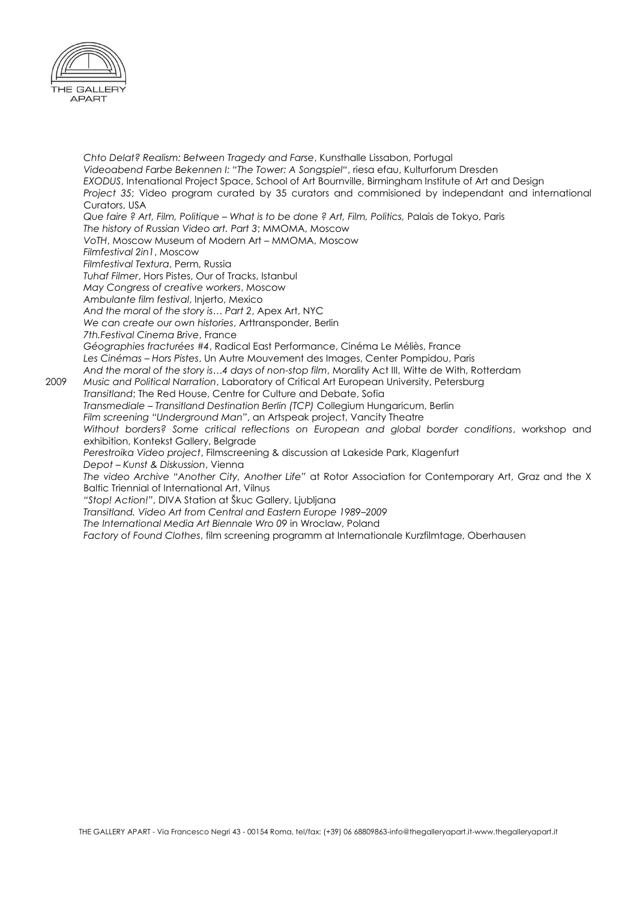*Chto Delat? Realism: Between Tragedy and Farse*, Kunsthalle Lissabon, Portugal
*Videoabend Farbe Bekennen I: "The Tower: A Songspiel*", riesa efau, Kulturforum Dresden
*EXODUS*, Intenational Project Space, School of Art Bournville, Birmingham Institute of Art and Design
*Project 35*; Video program curated by 35 curators and commisioned by independant and international Curators, USA
*Que faire ? Art, Film, Politique – What is to be done ? Art, Film, Politics,* Palais de Tokyo, Paris
*The history of Russian Video art. Part 3*; MMOMA, Moscow
*VoTH*, Moscow Museum of Modern Art – MMOMA, Moscow
*Filmfestival 2in1*, Moscow
*Filmfestival Textura*, Perm, Russia
*Tuhaf Filmer*, Hors Pistes, Our of Tracks, Istanbul
*May Congress of creative workers*, Moscow
*Ambulante film festival*, Injerto, Mexico
*And the moral of the story is… Part 2*, Apex Art, NYC
*We can create our own histories*, Arttransponder, Berlin
*7th.Festival Cinema Brive*, France
*Géographies fracturées #4*, Radical East Performance, Cinéma Le Méliès, France
*Les Cinémas – Hors Pistes*, Un Autre Mouvement des Images, Center Pompidou, Paris
*And the moral of the story is…4 days of non-stop film*, Morality Act III, Witte de With, Rotterdam

2009 *Music and Political Narration*, Laboratory of Critical Art European University, Petersburg
*Transitland*; The Red House, Centre for Culture and Debate, Sofia
*Transmediale – Transitland Destination Berlin (TCP)* Collegium Hungaricum, Berlin
*Film screening "Underground Man"*, an Artspeak project, Vancity Theatre
*Without borders? Some critical reflections on European and global border conditions*, workshop and exhibition, Kontekst Gallery, Belgrade
*Perestroika Video project*, Filmscreening & discussion at Lakeside Park, Klagenfurt
*Depot – Kunst & Diskussion*, Vienna
*The video Archive "Another City, Another Life"* at Rotor Association for Contemporary Art, Graz and the X Baltic Triennial of International Art, Vilnus
*"Stop! Action!"*, DIVA Station at Škuc Gallery, Ljubljana
*Transitland. Video Art from Central and Eastern Europe 1989–2009*
*The International Media Art Biennale Wro 09* in Wroclaw, Poland
*Factory of Found Clothes*, film screening programm at Internationale Kurzfilmtage, Oberhausen